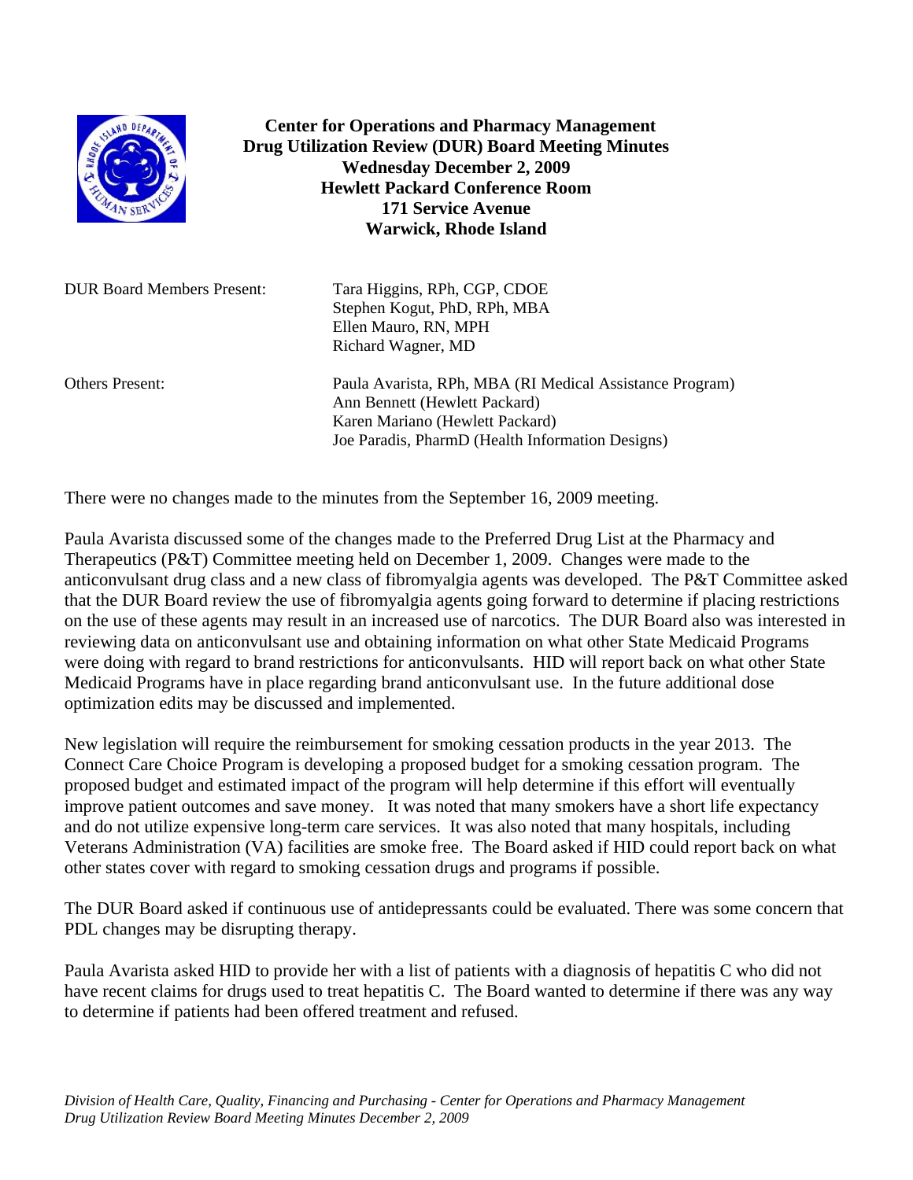# Center for Operations and Pharmacy Management
## Drug Utilization Review (DUR) Board Meeting Minutes
**Wednesday December 2, 2009**
**Hewlett Packard Conference Room**
**171 Service Avenue**
**Warwick, Rhode Island**

| | |
|---|---|
| DUR Board Members Present: | Tara Higgins, RPh, CGP, CDOE<br>Stephen Kogut, PhD, RPh, MBA<br>Ellen Mauro, RN, MPH<br>Richard Wagner, MD |
| Others Present: | Paula Avarista, RPh, MBA (RI Medical Assistance Program)<br>Ann Bennett (Hewlett Packard)<br>Karen Mariano (Hewlett Packard)<br>Joe Paradis, PharmD (Health Information Designs) |

There were no changes made to the minutes from the September 16, 2009 meeting.

Paula Avarista discussed some of the changes made to the Preferred Drug List at the Pharmacy and Therapeutics (P&T) Committee meeting held on December 1, 2009. Changes were made to the anticonvulsant drug class and a new class of fibromyalgia agents was developed. The P&T Committee asked that the DUR Board review the use of fibromyalgia agents going forward to determine if placing restrictions on the use of these agents may result in an increased use of narcotics. The DUR Board also was interested in reviewing data on anticonvulsant use and obtaining information on what other State Medicaid Programs were doing with regard to brand restrictions for anticonvulsants. HID will report back on what other State Medicaid Programs have in place regarding brand anticonvulsant use. In the future additional dose optimization edits may be discussed and implemented.

New legislation will require the reimbursement for smoking cessation products in the year 2013. The Connect Care Choice Program is developing a proposed budget for a smoking cessation program. The proposed budget and estimated impact of the program will help determine if this effort will eventually improve patient outcomes and save money. It was noted that many smokers have a short life expectancy and do not utilize expensive long-term care services. It was also noted that many hospitals, including Veterans Administration (VA) facilities are smoke free. The Board asked if HID could report back on what other states cover with regard to smoking cessation drugs and programs if possible.

The DUR Board asked if continuous use of antidepressants could be evaluated. There was some concern that PDL changes may be disrupting therapy.

Paula Avarista asked HID to provide her with a list of patients with a diagnosis of hepatitis C who did not have recent claims for drugs used to treat hepatitis C. The Board wanted to determine if there was any way to determine if patients had been offered treatment and refused.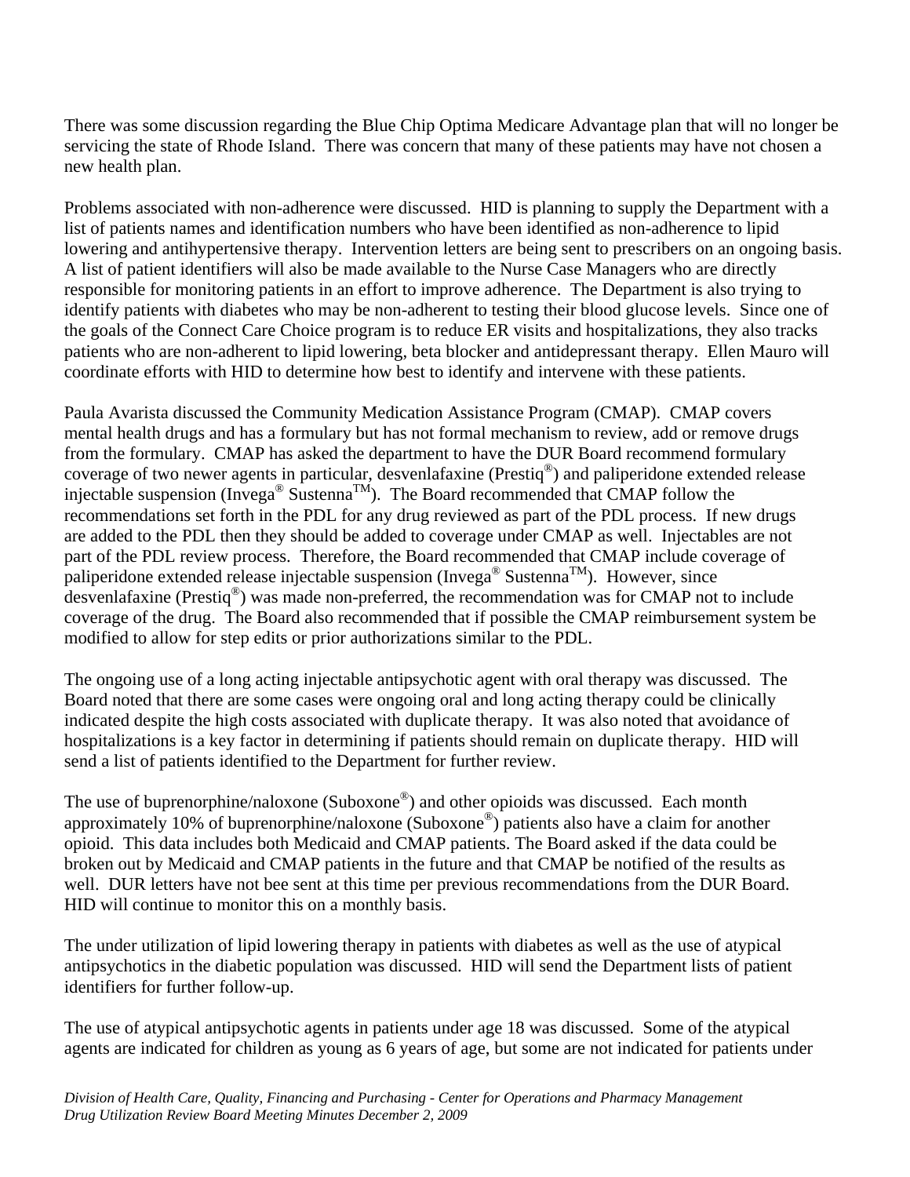There was some discussion regarding the Blue Chip Optima Medicare Advantage plan that will no longer be servicing the state of Rhode Island. There was concern that many of these patients may have not chosen a new health plan.

Problems associated with non-adherence were discussed. HID is planning to supply the Department with a list of patients names and identification numbers who have been identified as non-adherence to lipid lowering and antihypertensive therapy. Intervention letters are being sent to prescribers on an ongoing basis. A list of patient identifiers will also be made available to the Nurse Case Managers who are directly responsible for monitoring patients in an effort to improve adherence. The Department is also trying to identify patients with diabetes who may be non-adherent to testing their blood glucose levels. Since one of the goals of the Connect Care Choice program is to reduce ER visits and hospitalizations, they also tracks patients who are non-adherent to lipid lowering, beta blocker and antidepressant therapy. Ellen Mauro will coordinate efforts with HID to determine how best to identify and intervene with these patients.

Paula Avarista discussed the Community Medication Assistance Program (CMAP). CMAP covers mental health drugs and has a formulary but has not formal mechanism to review, add or remove drugs from the formulary. CMAP has asked the department to have the DUR Board recommend formulary coverage of two newer agents in particular, desvenlafaxine (Prestiq®) and paliperidone extended release injectable suspension (Invega® Sustenna™). The Board recommended that CMAP follow the recommendations set forth in the PDL for any drug reviewed as part of the PDL process. If new drugs are added to the PDL then they should be added to coverage under CMAP as well. Injectables are not part of the PDL review process. Therefore, the Board recommended that CMAP include coverage of paliperidone extended release injectable suspension (Invega® Sustenna™). However, since desvenlafaxine (Prestiq®) was made non-preferred, the recommendation was for CMAP not to include coverage of the drug. The Board also recommended that if possible the CMAP reimbursement system be modified to allow for step edits or prior authorizations similar to the PDL.

The ongoing use of a long acting injectable antipsychotic agent with oral therapy was discussed. The Board noted that there are some cases were ongoing oral and long acting therapy could be clinically indicated despite the high costs associated with duplicate therapy. It was also noted that avoidance of hospitalizations is a key factor in determining if patients should remain on duplicate therapy. HID will send a list of patients identified to the Department for further review.

The use of buprenorphine/naloxone (Suboxone®) and other opioids was discussed. Each month approximately 10% of buprenorphine/naloxone (Suboxone®) patients also have a claim for another opioid. This data includes both Medicaid and CMAP patients. The Board asked if the data could be broken out by Medicaid and CMAP patients in the future and that CMAP be notified of the results as well. DUR letters have not bee sent at this time per previous recommendations from the DUR Board. HID will continue to monitor this on a monthly basis.

The under utilization of lipid lowering therapy in patients with diabetes as well as the use of atypical antipsychotics in the diabetic population was discussed. HID will send the Department lists of patient identifiers for further follow-up.

The use of atypical antipsychotic agents in patients under age 18 was discussed. Some of the atypical agents are indicated for children as young as 6 years of age, but some are not indicated for patients under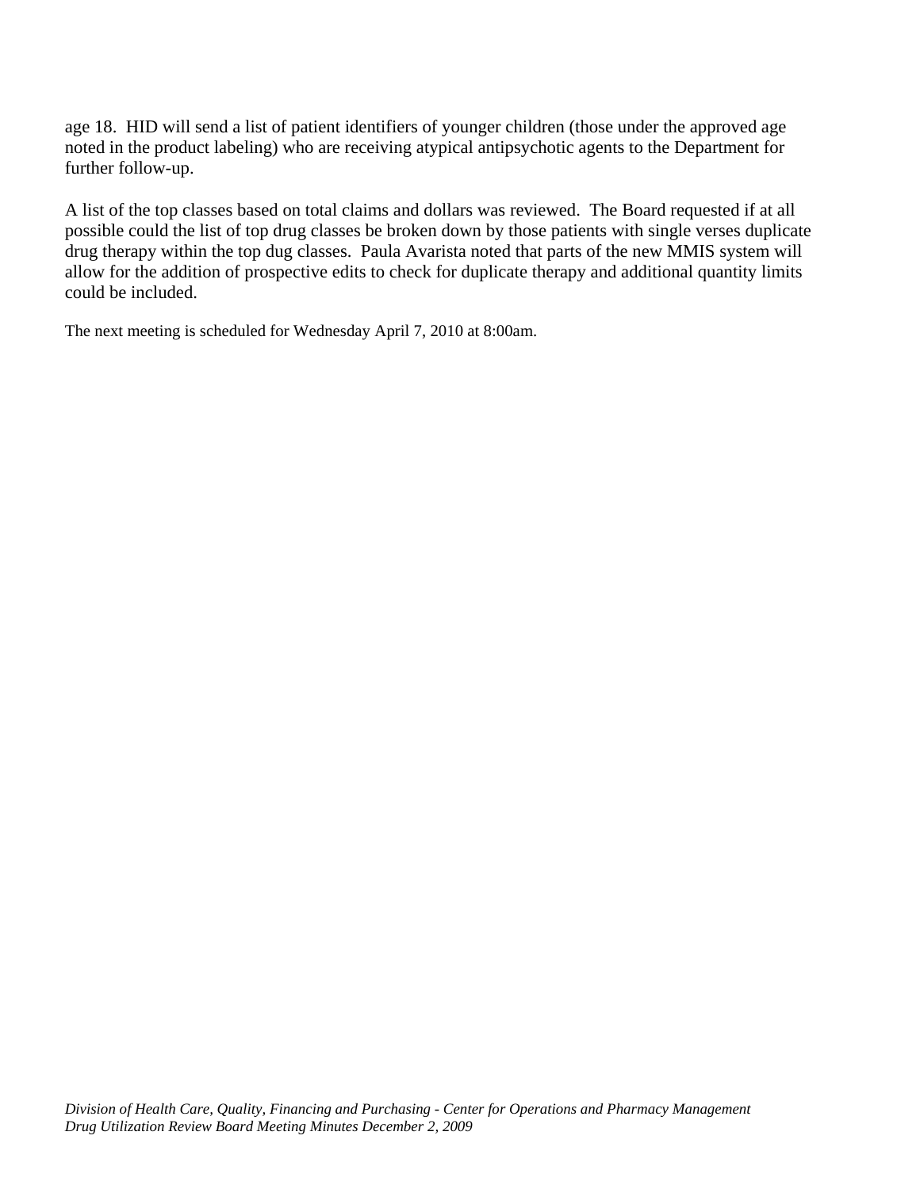age 18. HID will send a list of patient identifiers of younger children (those under the approved age noted in the product labeling) who are receiving atypical antipsychotic agents to the Department for further follow-up.

A list of the top classes based on total claims and dollars was reviewed. The Board requested if at all possible could the list of top drug classes be broken down by those patients with single verses duplicate drug therapy within the top dug classes. Paula Avarista noted that parts of the new MMIS system will allow for the addition of prospective edits to check for duplicate therapy and additional quantity limits could be included.

The next meeting is scheduled for Wednesday April 7, 2010 at 8:00am.